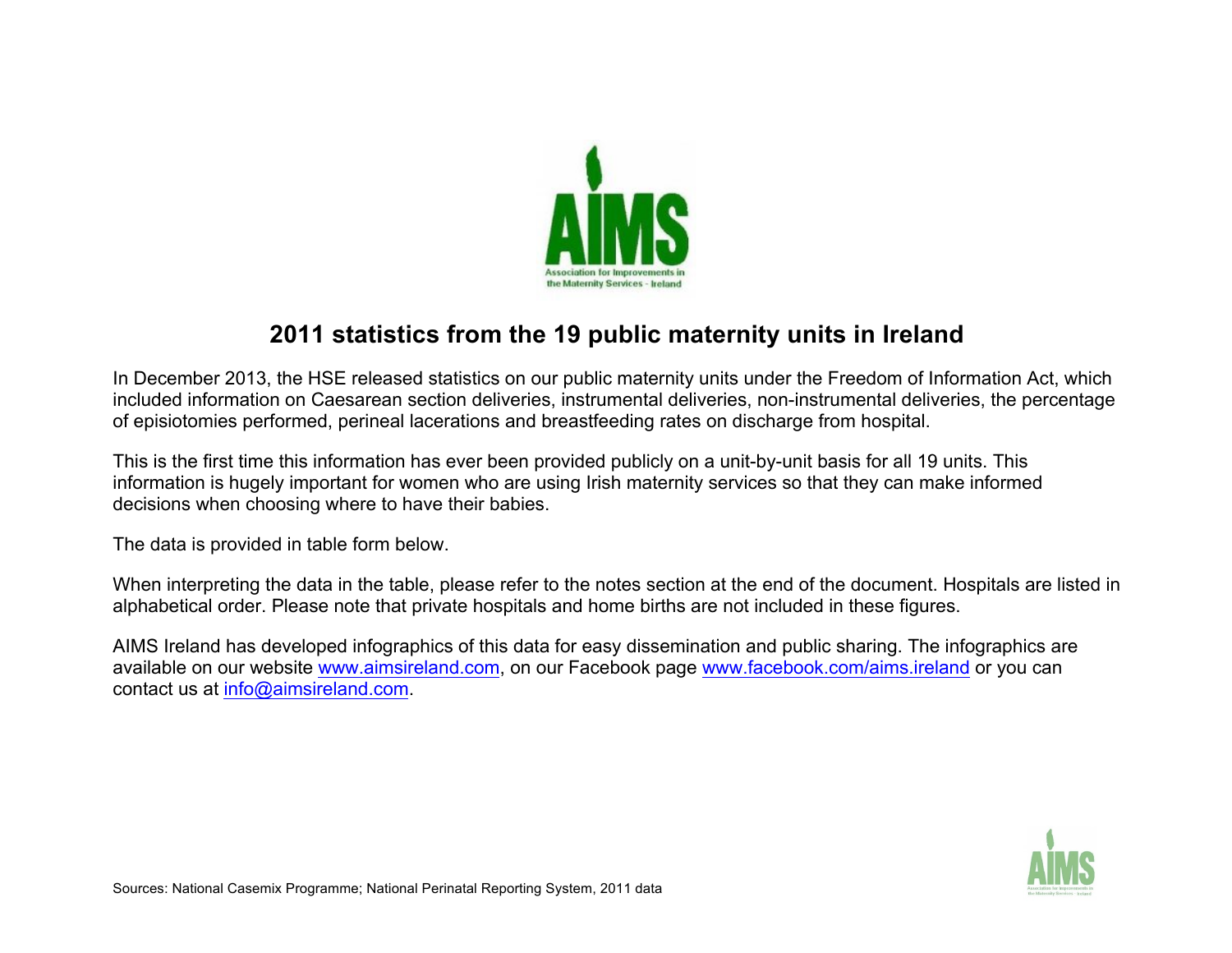# 2011 statistics from the 19 public maternity units in Ireland

In December 2013, the HSE released statistics on our public maternity units under the Freedom of Information Act, which included information on Caesarean section deliveries, instrumental deliveries, non-instrumental deliveries, the percentage of episiotomies performed, perineal lacerations and breastfeeding rates on discharge from hospital.

This is the first time this information has ever been provided publicly on a unit-by-unit basis for all 19 units. This information is hugely important for women who are using Irish maternity services so that they can make informed decisions when choosing where to have their babies.

The data is provided in table form below.

When interpreting the data in the table, please refer to the notes section at the end of the document. Hospitals are listed in alphabetical order. Please note that private hospitals and home births are not included in these figures.

AIMS Ireland has developed infographics of this data for easy dissemination and public sharing. The infographics are available on our website www.aimsireland.com, on our Facebook page www.facebook.com/aims.ireland or you can contact us at info@aimsireland.com.

Sources: National Casemix Programme; National Perinatal Reporting System, 2011 data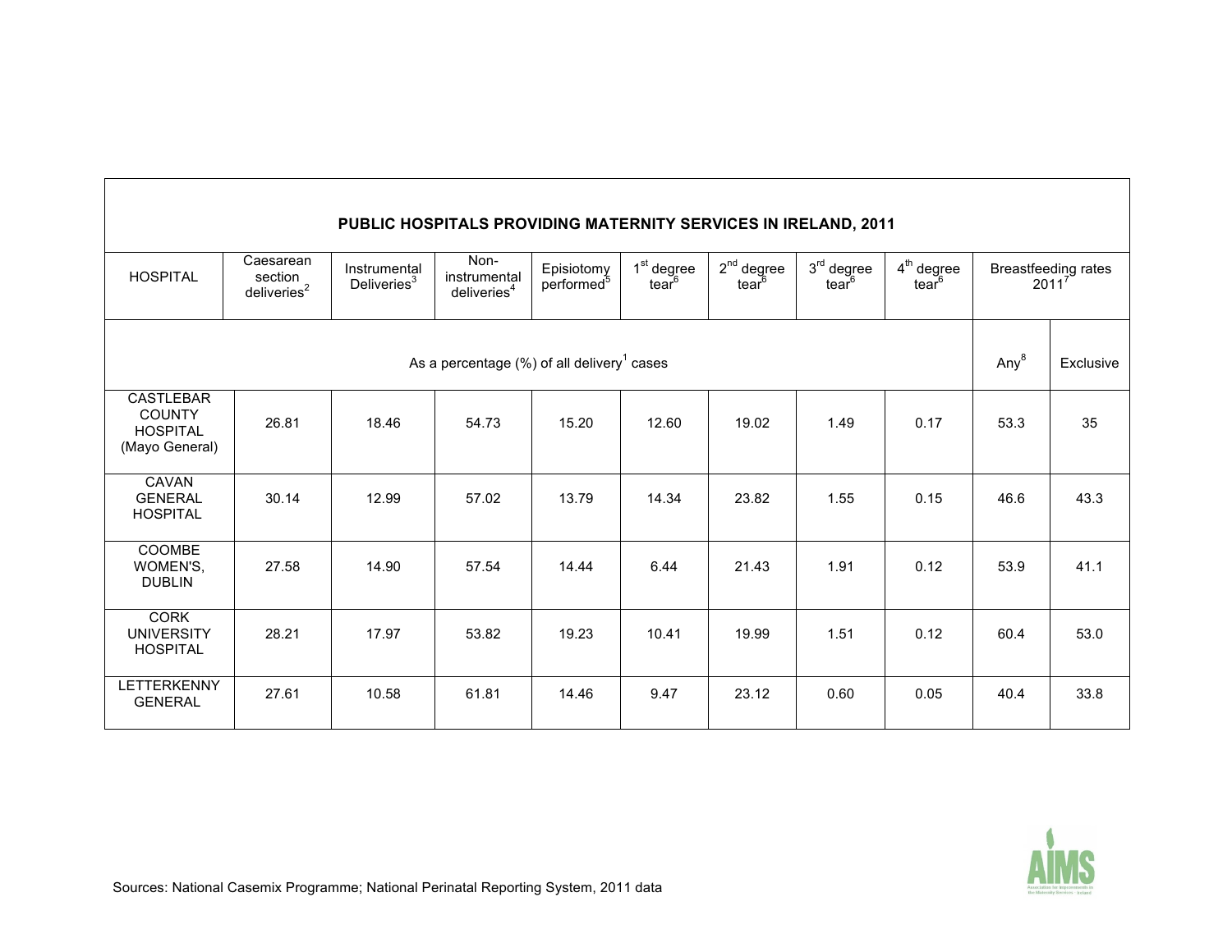| PUBLIC HOSPITALS PROVIDING MATERNITY SERVICES IN IRELAND, 2011 | | | | | | | | | | |
|---|---|---|---|---|---|---|---|---|---|---|
| HOSPITAL | Caesarean section deliveries[2] | Instrumental Deliveries[3] | Non-instrumental deliveries[4] | Episiotomy performed[5] | 1st degree tear[6] | 2nd degree tear[6] | 3rd degree tear[6] | 4th degree tear[6] | Breastfeeding rates 2011[7] | |
| | As a percentage (%) of all delivery[1] cases | | | | | | | | Any[8] | Exclusive |
| CASTLEBAR COUNTY HOSPITAL (Mayo General) | 26.81 | 18.46 | 54.73 | 15.20 | 12.60 | 19.02 | 1.49 | 0.17 | 53.3 | 35 |
| CAVAN GENERAL HOSPITAL | 30.14 | 12.99 | 57.02 | 13.79 | 14.34 | 23.82 | 1.55 | 0.15 | 46.6 | 43.3 |
| COOMBE WOMEN'S, DUBLIN | 27.58 | 14.90 | 57.54 | 14.44 | 6.44 | 21.43 | 1.91 | 0.12 | 53.9 | 41.1 |
| CORK UNIVERSITY HOSPITAL | 28.21 | 17.97 | 53.82 | 19.23 | 10.41 | 19.99 | 1.51 | 0.12 | 60.4 | 53.0 |
| LETTERKENNY GENERAL | 27.61 | 10.58 | 61.81 | 14.46 | 9.47 | 23.12 | 0.60 | 0.05 | 40.4 | 33.8 |

Sources: National Casemix Programme; National Perinatal Reporting System, 2011 data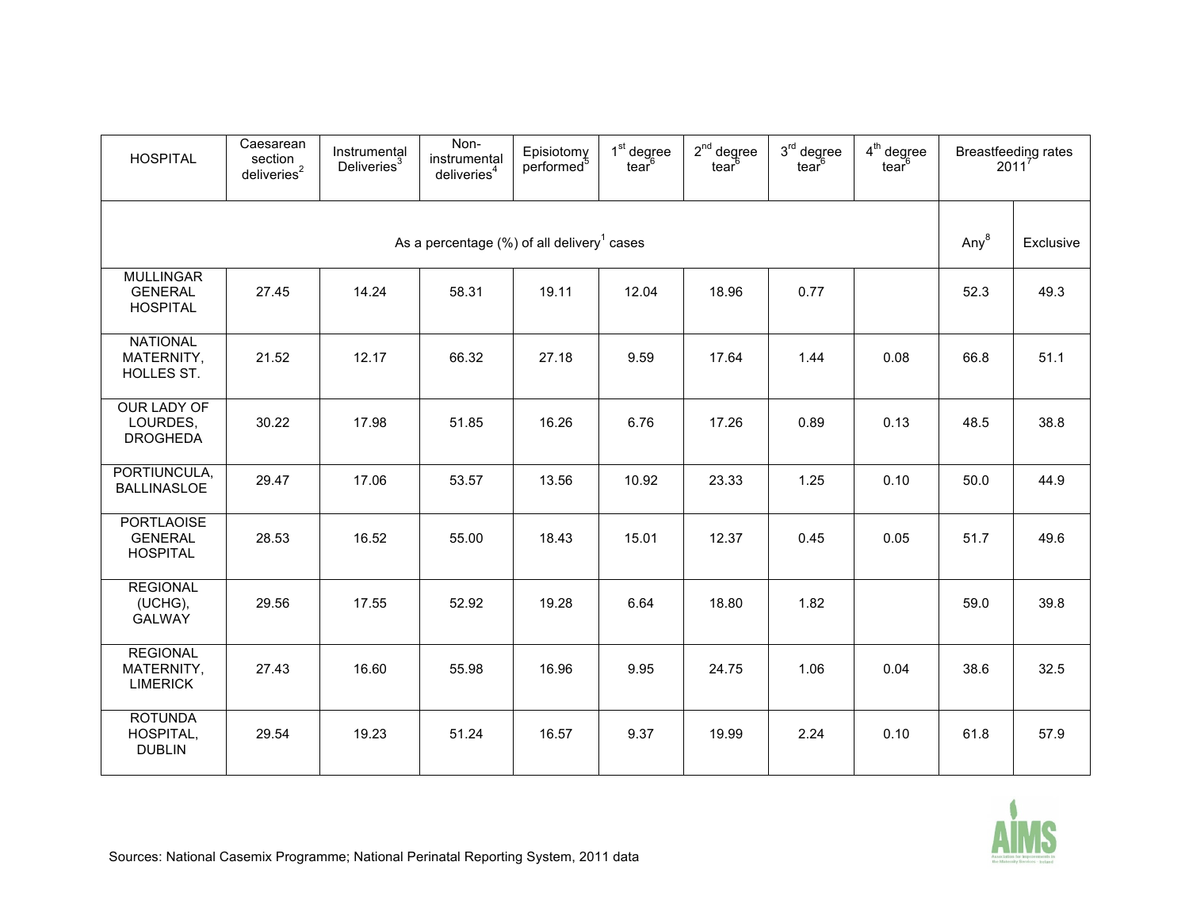| HOSPITAL | Caesarean section deliveries[2] | Instrumental Deliveries[3] | Non-instrumental deliveries[4] | Episiotomy performed[5] | 1st degree tear[6] | 2nd degree tear[6] | 3rd degree tear[6] | 4th degree tear[6] | Breastfeeding rates 2011[7] | |
|---|---|---|---|---|---|---|---|---|---|---|
| | As a percentage (%) of all delivery[1] cases | | | | | | | | Any[8] | Exclusive |
| MULLINGAR GENERAL HOSPITAL | 27.45 | 14.24 | 58.31 | 19.11 | 12.04 | 18.96 | 0.77 | | 52.3 | 49.3 |
| NATIONAL MATERNITY, HOLLES ST. | 21.52 | 12.17 | 66.32 | 27.18 | 9.59 | 17.64 | 1.44 | 0.08 | 66.8 | 51.1 |
| OUR LADY OF LOURDES, DROGHEDA | 30.22 | 17.98 | 51.85 | 16.26 | 6.76 | 17.26 | 0.89 | 0.13 | 48.5 | 38.8 |
| PORTIUNCULA, BALLINASLOE | 29.47 | 17.06 | 53.57 | 13.56 | 10.92 | 23.33 | 1.25 | 0.10 | 50.0 | 44.9 |
| PORTLAOISE GENERAL HOSPITAL | 28.53 | 16.52 | 55.00 | 18.43 | 15.01 | 12.37 | 0.45 | 0.05 | 51.7 | 49.6 |
| REGIONAL (UCHG), GALWAY | 29.56 | 17.55 | 52.92 | 19.28 | 6.64 | 18.80 | 1.82 | | 59.0 | 39.8 |
| REGIONAL MATERNITY, LIMERICK | 27.43 | 16.60 | 55.98 | 16.96 | 9.95 | 24.75 | 1.06 | 0.04 | 38.6 | 32.5 |
| ROTUNDA HOSPITAL, DUBLIN | 29.54 | 19.23 | 51.24 | 16.57 | 9.37 | 19.99 | 2.24 | 0.10 | 61.8 | 57.9 |

Sources: National Casemix Programme; National Perinatal Reporting System, 2011 data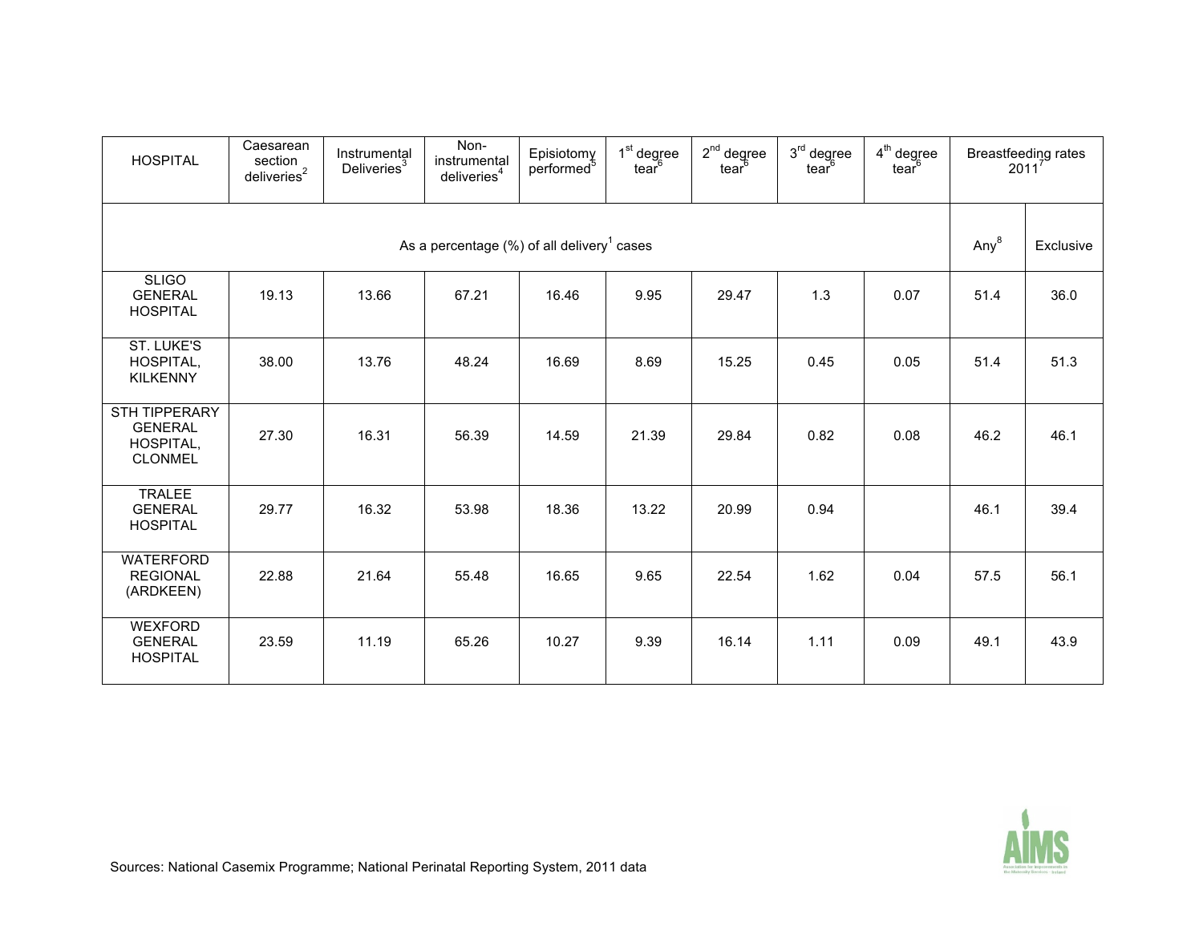| HOSPITAL | Caesarean section deliveries[2] | Instrumental Deliveries[3] | Non-instrumental deliveries[4] | Episiotomy performed[5] | 1st degree tear[6] | 2nd degree tear[6] | 3rd degree tear[6] | 4th degree tear[6] | Breastfeeding rates 2011[7] | |
|---|---|---|---|---|---|---|---|---|---|---|
| | As a percentage (%) of all delivery[1] cases | | | | | | | | Any[8] | Exclusive |
| SLIGO GENERAL HOSPITAL | 19.13 | 13.66 | 67.21 | 16.46 | 9.95 | 29.47 | 1.3 | 0.07 | 51.4 | 36.0 |
| ST. LUKE'S HOSPITAL, KILKENNY | 38.00 | 13.76 | 48.24 | 16.69 | 8.69 | 15.25 | 0.45 | 0.05 | 51.4 | 51.3 |
| STH TIPPERARY GENERAL HOSPITAL, CLONMEL | 27.30 | 16.31 | 56.39 | 14.59 | 21.39 | 29.84 | 0.82 | 0.08 | 46.2 | 46.1 |
| TRALEE GENERAL HOSPITAL | 29.77 | 16.32 | 53.98 | 18.36 | 13.22 | 20.99 | 0.94 | | 46.1 | 39.4 |
| WATERFORD REGIONAL (ARDKEEN) | 22.88 | 21.64 | 55.48 | 16.65 | 9.65 | 22.54 | 1.62 | 0.04 | 57.5 | 56.1 |
| WEXFORD GENERAL HOSPITAL | 23.59 | 11.19 | 65.26 | 10.27 | 9.39 | 16.14 | 1.11 | 0.09 | 49.1 | 43.9 |

Sources: National Casemix Programme; National Perinatal Reporting System, 2011 data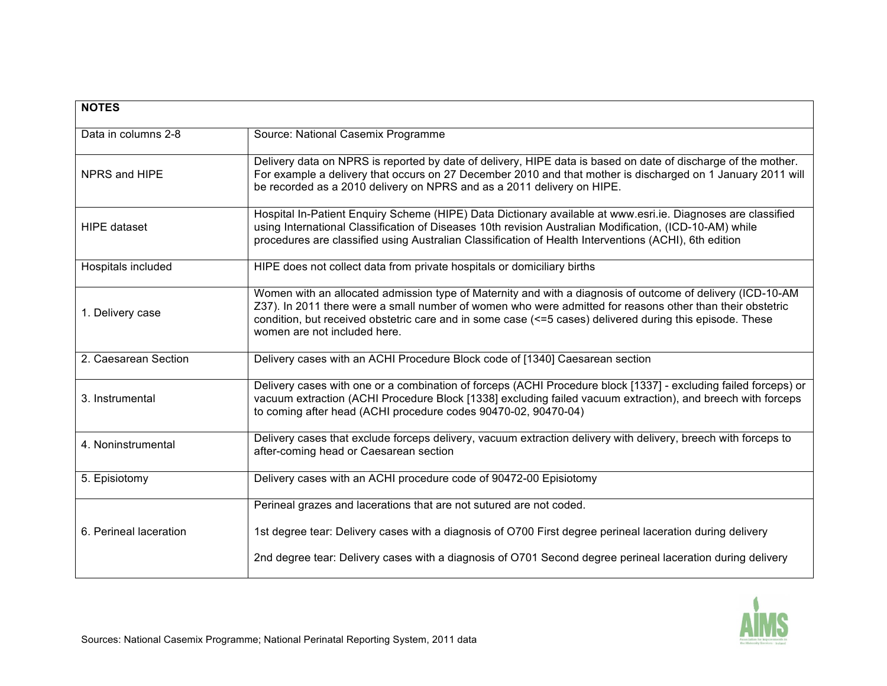| NOTES | |
|---|---|
| Data in columns 2-8 | Source: National Casemix Programme |
| NPRS and HIPE | Delivery data on NPRS is reported by date of delivery, HIPE data is based on date of discharge of the mother. For example a delivery that occurs on 27 December 2010 and that mother is discharged on 1 January 2011 will be recorded as a 2010 delivery on NPRS and as a 2011 delivery on HIPE. |
| HIPE dataset | Hospital In-Patient Enquiry Scheme (HIPE) Data Dictionary available at www.esri.ie. Diagnoses are classified using International Classification of Diseases 10th revision Australian Modification, (ICD-10-AM) while procedures are classified using Australian Classification of Health Interventions (ACHI), 6th edition |
| Hospitals included | HIPE does not collect data from private hospitals or domiciliary births |
| 1. Delivery case | Women with an allocated admission type of Maternity and with a diagnosis of outcome of delivery (ICD-10-AM Z37). In 2011 there were a small number of women who were admitted for reasons other than their obstetric condition, but received obstetric care and in some case (<=5 cases) delivered during this episode. These women are not included here. |
| 2. Caesarean Section | Delivery cases with an ACHI Procedure Block code of [1340] Caesarean section |
| 3. Instrumental | Delivery cases with one or a combination of forceps (ACHI Procedure block [1337] - excluding failed forceps) or vacuum extraction (ACHI Procedure Block [1338] excluding failed vacuum extraction), and breech with forceps to coming after head (ACHI procedure codes 90470-02, 90470-04) |
| 4. Noninstrumental | Delivery cases that exclude forceps delivery, vacuum extraction delivery with delivery, breech with forceps to after-coming head or Caesarean section |
| 5. Episiotomy | Delivery cases with an ACHI procedure code of 90472-00 Episiotomy |
| 6. Perineal laceration | Perineal grazes and lacerations that are not sutured are not coded.<br><br>1st degree tear: Delivery cases with a diagnosis of O700 First degree perineal laceration during delivery<br><br>2nd degree tear: Delivery cases with a diagnosis of O701 Second degree perineal laceration during delivery |

Sources: National Casemix Programme; National Perinatal Reporting System, 2011 data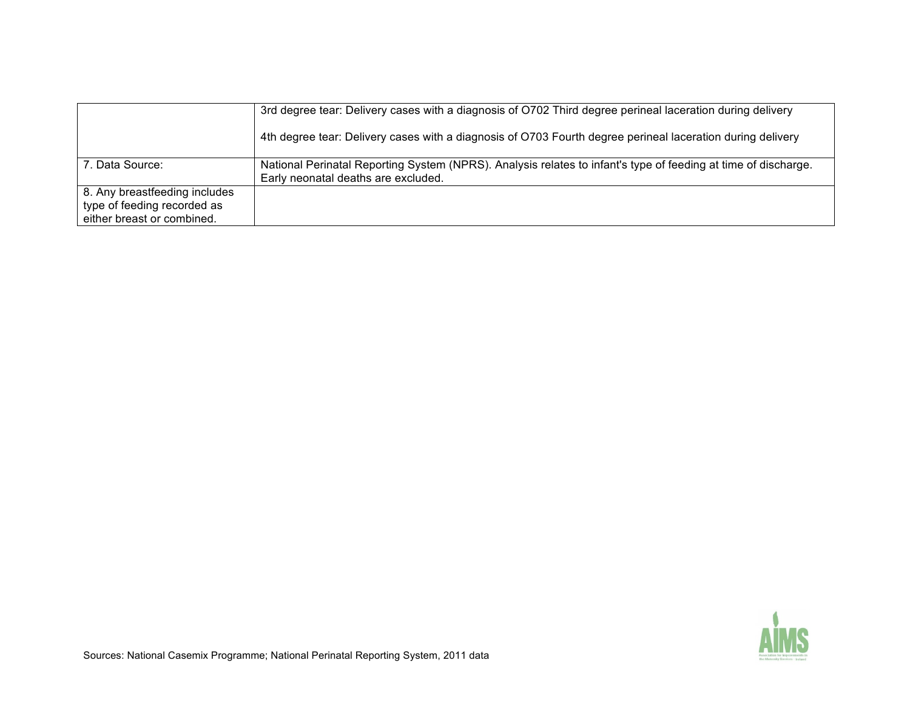| | |
|---|---|
| | 3rd degree tear: Delivery cases with a diagnosis of O702 Third degree perineal laceration during delivery<br><br>4th degree tear: Delivery cases with a diagnosis of O703 Fourth degree perineal laceration during delivery |
| 7. Data Source: | National Perinatal Reporting System (NPRS). Analysis relates to infant's type of feeding at time of discharge. Early neonatal deaths are excluded. |
| 8. Any breastfeeding includes type of feeding recorded as either breast or combined. | |

Sources: National Casemix Programme; National Perinatal Reporting System, 2011 data